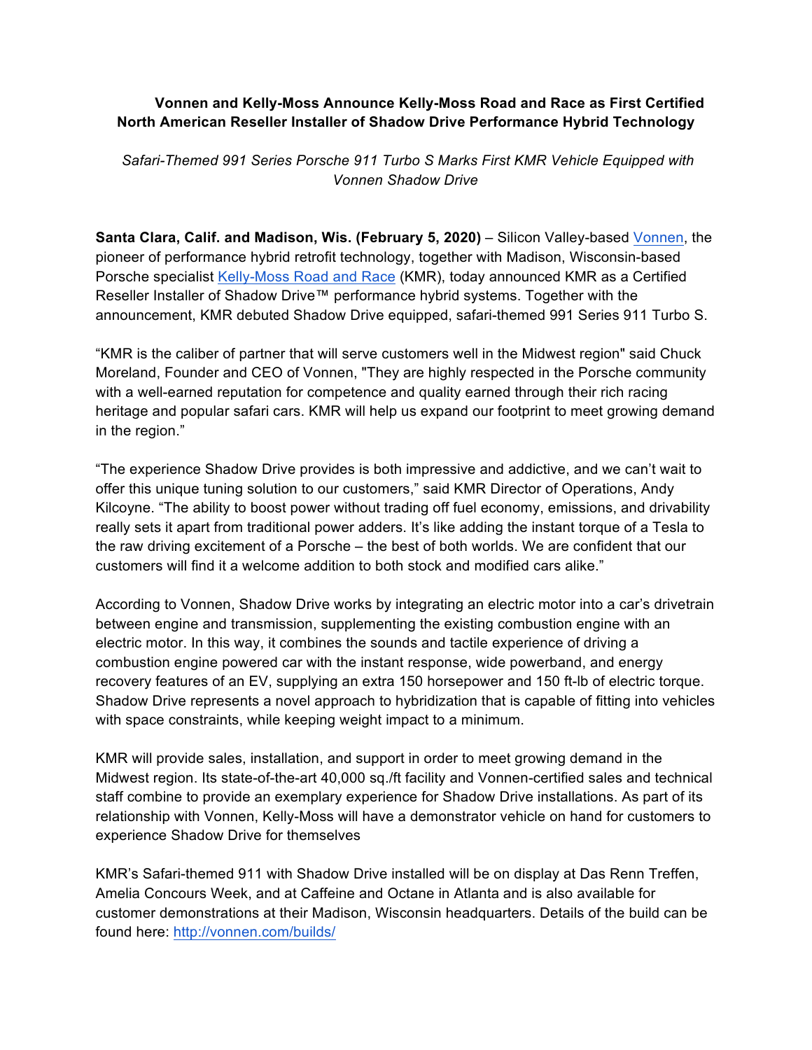**Vonnen and Kelly-Moss Announce Kelly-Moss Road and Race as First Certified North American Reseller Installer of Shadow Drive Performance Hybrid Technology**

*Safari-Themed 991 Series Porsche 911 Turbo S Marks First KMR Vehicle Equipped with Vonnen Shadow Drive*

**Santa Clara, Calif. and Madison, Wis. (February 5, 2020)** – Silicon Valley-based Vonnen, the pioneer of performance hybrid retrofit technology, together with Madison, Wisconsin-based Porsche specialist Kelly-Moss Road and Race (KMR), today announced KMR as a Certified Reseller Installer of Shadow Drive™ performance hybrid systems. Together with the announcement, KMR debuted Shadow Drive equipped, safari-themed 991 Series 911 Turbo S.

“KMR is the caliber of partner that will serve customers well in the Midwest region" said Chuck Moreland, Founder and CEO of Vonnen, "They are highly respected in the Porsche community with a well-earned reputation for competence and quality earned through their rich racing heritage and popular safari cars. KMR will help us expand our footprint to meet growing demand in the region.”

“The experience Shadow Drive provides is both impressive and addictive, and we can’t wait to offer this unique tuning solution to our customers,” said KMR Director of Operations, Andy Kilcoyne. “The ability to boost power without trading off fuel economy, emissions, and drivability really sets it apart from traditional power adders. It’s like adding the instant torque of a Tesla to the raw driving excitement of a Porsche – the best of both worlds. We are confident that our customers will find it a welcome addition to both stock and modified cars alike.”

According to Vonnen, Shadow Drive works by integrating an electric motor into a car’s drivetrain between engine and transmission, supplementing the existing combustion engine with an electric motor. In this way, it combines the sounds and tactile experience of driving a combustion engine powered car with the instant response, wide powerband, and energy recovery features of an EV, supplying an extra 150 horsepower and 150 ft-lb of electric torque. Shadow Drive represents a novel approach to hybridization that is capable of fitting into vehicles with space constraints, while keeping weight impact to a minimum.

KMR will provide sales, installation, and support in order to meet growing demand in the Midwest region. Its state-of-the-art 40,000 sq./ft facility and Vonnen-certified sales and technical staff combine to provide an exemplary experience for Shadow Drive installations. As part of its relationship with Vonnen, Kelly-Moss will have a demonstrator vehicle on hand for customers to experience Shadow Drive for themselves

KMR’s Safari-themed 911 with Shadow Drive installed will be on display at Das Renn Treffen, Amelia Concours Week, and at Caffeine and Octane in Atlanta and is also available for customer demonstrations at their Madison, Wisconsin headquarters. Details of the build can be found here: http://vonnen.com/builds/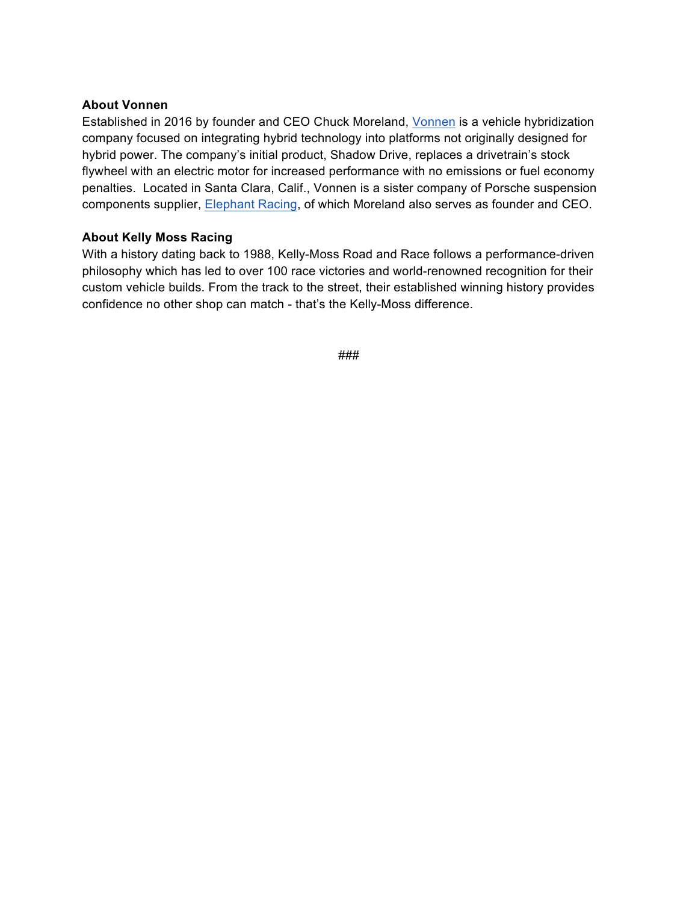**About Vonnen**

Established in 2016 by founder and CEO Chuck Moreland, Vonnen is a vehicle hybridization company focused on integrating hybrid technology into platforms not originally designed for hybrid power. The company's initial product, Shadow Drive, replaces a drivetrain's stock flywheel with an electric motor for increased performance with no emissions or fuel economy penalties. Located in Santa Clara, Calif., Vonnen is a sister company of Porsche suspension components supplier, Elephant Racing, of which Moreland also serves as founder and CEO.

**About Kelly Moss Racing**

With a history dating back to 1988, Kelly-Moss Road and Race follows a performance-driven philosophy which has led to over 100 race victories and world-renowned recognition for their custom vehicle builds. From the track to the street, their established winning history provides confidence no other shop can match - that's the Kelly-Moss difference.

###